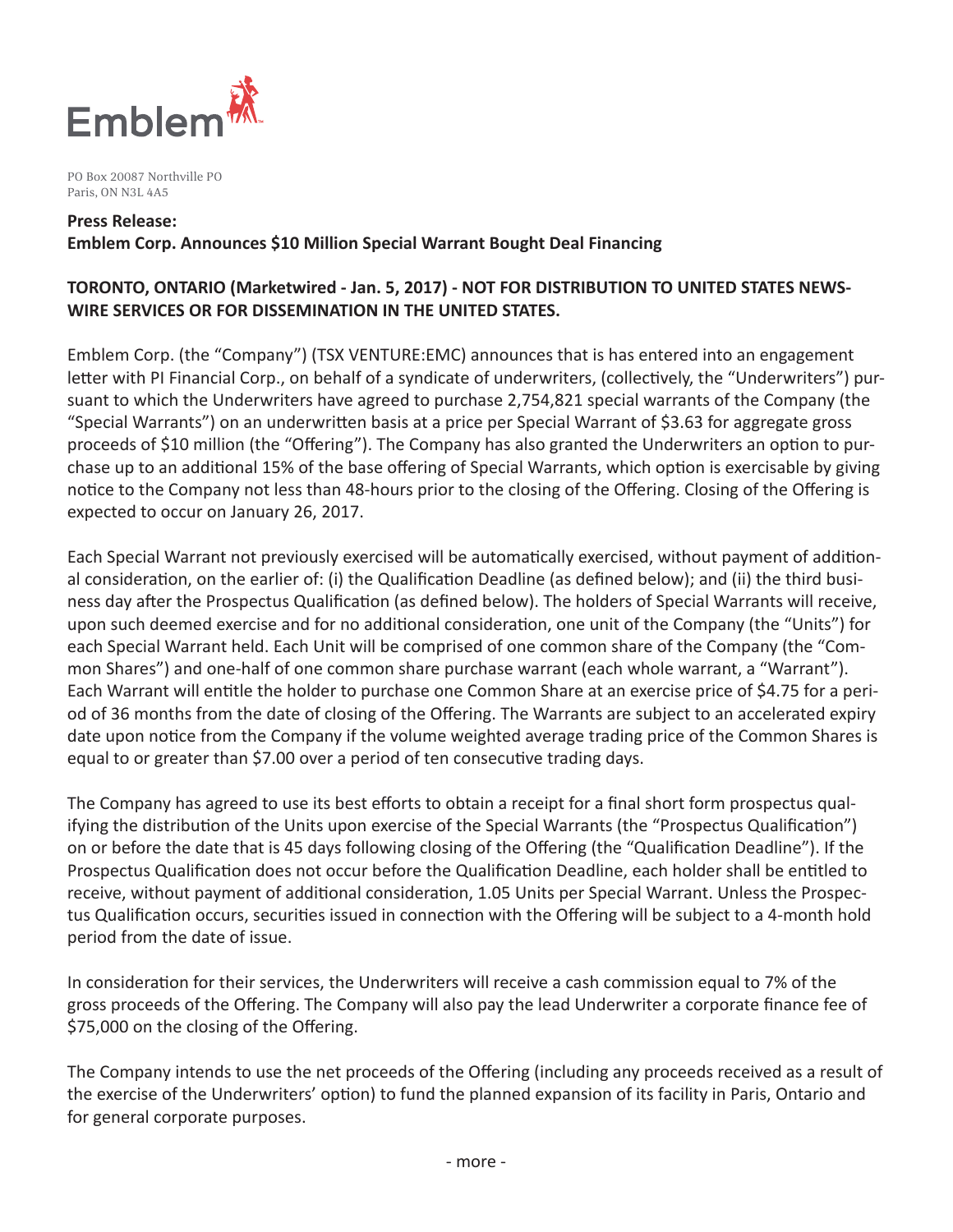Emblem

PO Box 20087 Northville PO
Paris, ON N3L 4A5

**Press Release:**
**Emblem Corp. Announces $10 Million Special Warrant Bought Deal Financing**

**TORONTO, ONTARIO (Marketwired - Jan. 5, 2017) - NOT FOR DISTRIBUTION TO UNITED STATES NEWSWIRE SERVICES OR FOR DISSEMINATION IN THE UNITED STATES.**

Emblem Corp. (the "Company") (TSX VENTURE:EMC) announces that is has entered into an engagement letter with PI Financial Corp., on behalf of a syndicate of underwriters, (collectively, the "Underwriters") pursuant to which the Underwriters have agreed to purchase 2,754,821 special warrants of the Company (the "Special Warrants") on an underwritten basis at a price per Special Warrant of $3.63 for aggregate gross proceeds of $10 million (the "Offering"). The Company has also granted the Underwriters an option to purchase up to an additional 15% of the base offering of Special Warrants, which option is exercisable by giving notice to the Company not less than 48-hours prior to the closing of the Offering. Closing of the Offering is expected to occur on January 26, 2017.

Each Special Warrant not previously exercised will be automatically exercised, without payment of additional consideration, on the earlier of: (i) the Qualification Deadline (as defined below); and (ii) the third business day after the Prospectus Qualification (as defined below). The holders of Special Warrants will receive, upon such deemed exercise and for no additional consideration, one unit of the Company (the "Units") for each Special Warrant held. Each Unit will be comprised of one common share of the Company (the "Common Shares") and one-half of one common share purchase warrant (each whole warrant, a "Warrant"). Each Warrant will entitle the holder to purchase one Common Share at an exercise price of $4.75 for a period of 36 months from the date of closing of the Offering. The Warrants are subject to an accelerated expiry date upon notice from the Company if the volume weighted average trading price of the Common Shares is equal to or greater than $7.00 over a period of ten consecutive trading days.

The Company has agreed to use its best efforts to obtain a receipt for a final short form prospectus qualifying the distribution of the Units upon exercise of the Special Warrants (the "Prospectus Qualification") on or before the date that is 45 days following closing of the Offering (the "Qualification Deadline"). If the Prospectus Qualification does not occur before the Qualification Deadline, each holder shall be entitled to receive, without payment of additional consideration, 1.05 Units per Special Warrant. Unless the Prospectus Qualification occurs, securities issued in connection with the Offering will be subject to a 4-month hold period from the date of issue.

In consideration for their services, the Underwriters will receive a cash commission equal to 7% of the gross proceeds of the Offering. The Company will also pay the lead Underwriter a corporate finance fee of $75,000 on the closing of the Offering.

The Company intends to use the net proceeds of the Offering (including any proceeds received as a result of the exercise of the Underwriters' option) to fund the planned expansion of its facility in Paris, Ontario and for general corporate purposes.

- more -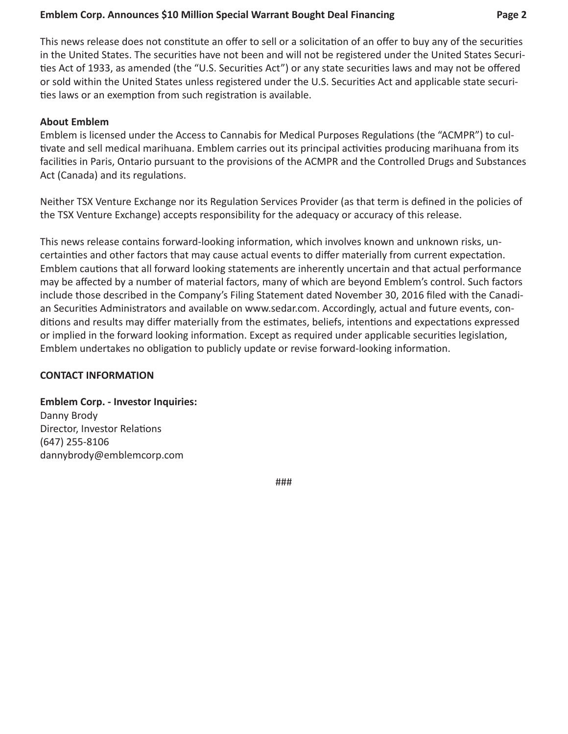This news release does not constitute an offer to sell or a solicitation of an offer to buy any of the securities in the United States. The securities have not been and will not be registered under the United States Securities Act of 1933, as amended (the "U.S. Securities Act") or any state securities laws and may not be offered or sold within the United States unless registered under the U.S. Securities Act and applicable state securities laws or an exemption from such registration is available.

**About Emblem**

Emblem is licensed under the Access to Cannabis for Medical Purposes Regulations (the "ACMPR") to cultivate and sell medical marihuana. Emblem carries out its principal activities producing marihuana from its facilities in Paris, Ontario pursuant to the provisions of the ACMPR and the Controlled Drugs and Substances Act (Canada) and its regulations.

Neither TSX Venture Exchange nor its Regulation Services Provider (as that term is defined in the policies of the TSX Venture Exchange) accepts responsibility for the adequacy or accuracy of this release.

This news release contains forward-looking information, which involves known and unknown risks, uncertainties and other factors that may cause actual events to differ materially from current expectation. Emblem cautions that all forward looking statements are inherently uncertain and that actual performance may be affected by a number of material factors, many of which are beyond Emblem's control. Such factors include those described in the Company's Filing Statement dated November 30, 2016 filed with the Canadian Securities Administrators and available on www.sedar.com. Accordingly, actual and future events, conditions and results may differ materially from the estimates, beliefs, intentions and expectations expressed or implied in the forward looking information. Except as required under applicable securities legislation, Emblem undertakes no obligation to publicly update or revise forward-looking information.

**CONTACT INFORMATION**

**Emblem Corp. - Investor Inquiries:**
Danny Brody
Director, Investor Relations
(647) 255-8106
dannybrody@emblemcorp.com

###